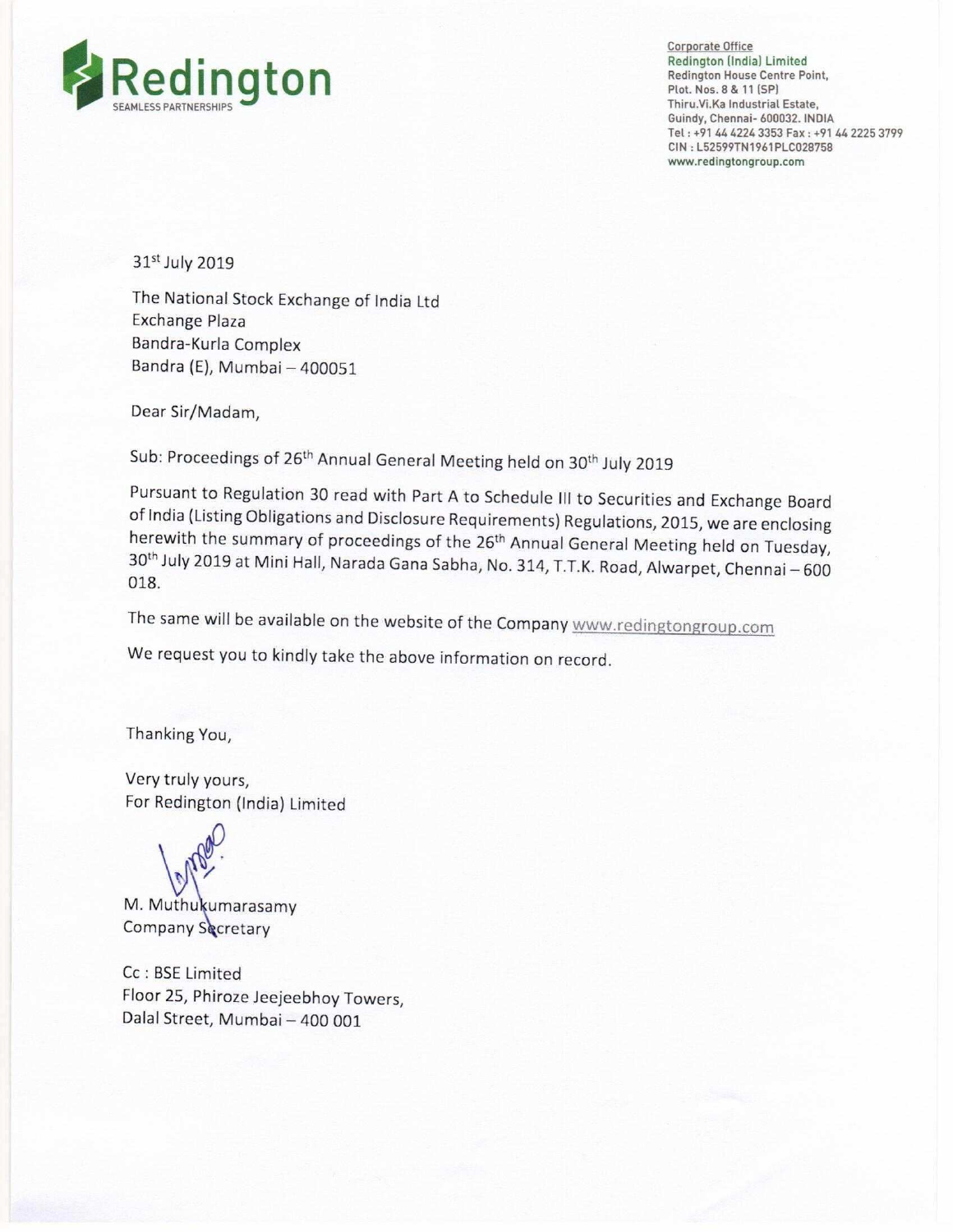**Redington**
SEAMLESS PARTNERSHIPS

Corporate Office
Redington (India) Limited
Redington House Centre Point,
Plot. Nos. 8 & 11 (SP)
Thiru.Vi.Ka Industrial Estate,
Guindy, Chennai- 600032. INDIA
Tel : +91 44 4224 3353 Fax : +91 44 2225 3799
CIN : L52599TN1961PLC028758
www.redingtongroup.com

31st July 2019

The National Stock Exchange of India Ltd
Exchange Plaza
Bandra-Kurla Complex
Bandra (E), Mumbai – 400051

Dear Sir/Madam,

Sub: Proceedings of 26th Annual General Meeting held on 30th July 2019

Pursuant to Regulation 30 read with Part A to Schedule III to Securities and Exchange Board of India (Listing Obligations and Disclosure Requirements) Regulations, 2015, we are enclosing herewith the summary of proceedings of the 26th Annual General Meeting held on Tuesday, 30th July 2019 at Mini Hall, Narada Gana Sabha, No. 314, T.T.K. Road, Alwarpet, Chennai – 600 018.

The same will be available on the website of the Company www.redingtongroup.com

We request you to kindly take the above information on record.

Thanking You,

Very truly yours,
For Redington (India) Limited

M. Muthukumarasamy
Company Secretary

Cc : BSE Limited
Floor 25, Phiroze Jeejeebhoy Towers,
Dalal Street, Mumbai – 400 001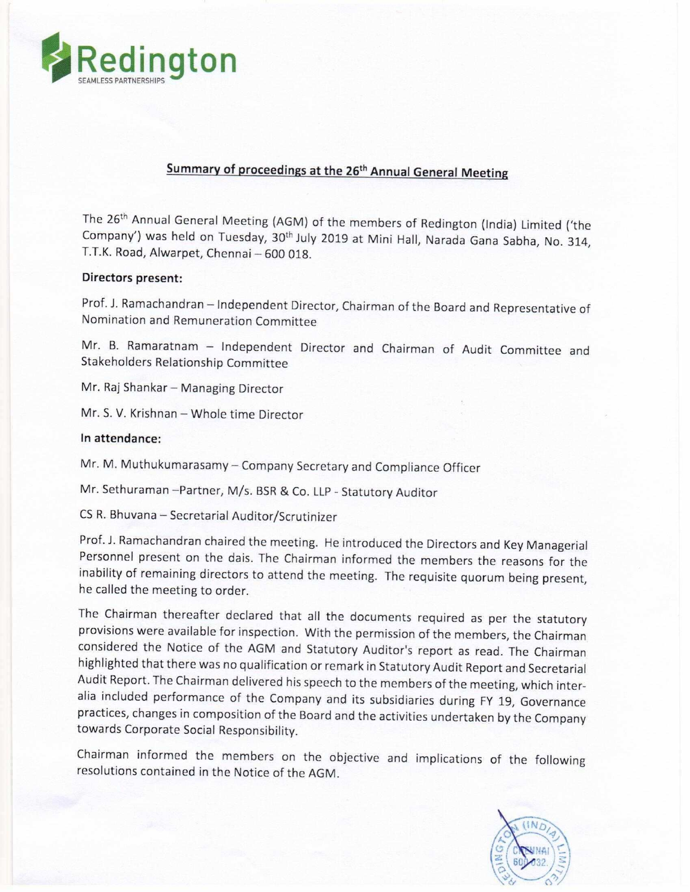## Summary of proceedings at the 26th Annual General Meeting

The 26th Annual General Meeting (AGM) of the members of Redington (India) Limited ('the Company') was held on Tuesday, 30th July 2019 at Mini Hall, Narada Gana Sabha, No. 314, T.T.K. Road, Alwarpet, Chennai – 600 018.

**Directors present:**

Prof. J. Ramachandran – Independent Director, Chairman of the Board and Representative of Nomination and Remuneration Committee

Mr. B. Ramaratnam – Independent Director and Chairman of Audit Committee and Stakeholders Relationship Committee

Mr. Raj Shankar – Managing Director

Mr. S. V. Krishnan – Whole time Director

**In attendance:**

Mr. M. Muthukumarasamy – Company Secretary and Compliance Officer

Mr. Sethuraman –Partner, M/s. BSR & Co. LLP - Statutory Auditor

CS R. Bhuvana – Secretarial Auditor/Scrutinizer

Prof. J. Ramachandran chaired the meeting. He introduced the Directors and Key Managerial Personnel present on the dais. The Chairman informed the members the reasons for the inability of remaining directors to attend the meeting. The requisite quorum being present, he called the meeting to order.

The Chairman thereafter declared that all the documents required as per the statutory provisions were available for inspection. With the permission of the members, the Chairman considered the Notice of the AGM and Statutory Auditor's report as read. The Chairman highlighted that there was no qualification or remark in Statutory Audit Report and Secretarial Audit Report. The Chairman delivered his speech to the members of the meeting, which inter-alia included performance of the Company and its subsidiaries during FY 19, Governance practices, changes in composition of the Board and the activities undertaken by the Company towards Corporate Social Responsibility.

Chairman informed the members on the objective and implications of the following resolutions contained in the Notice of the AGM.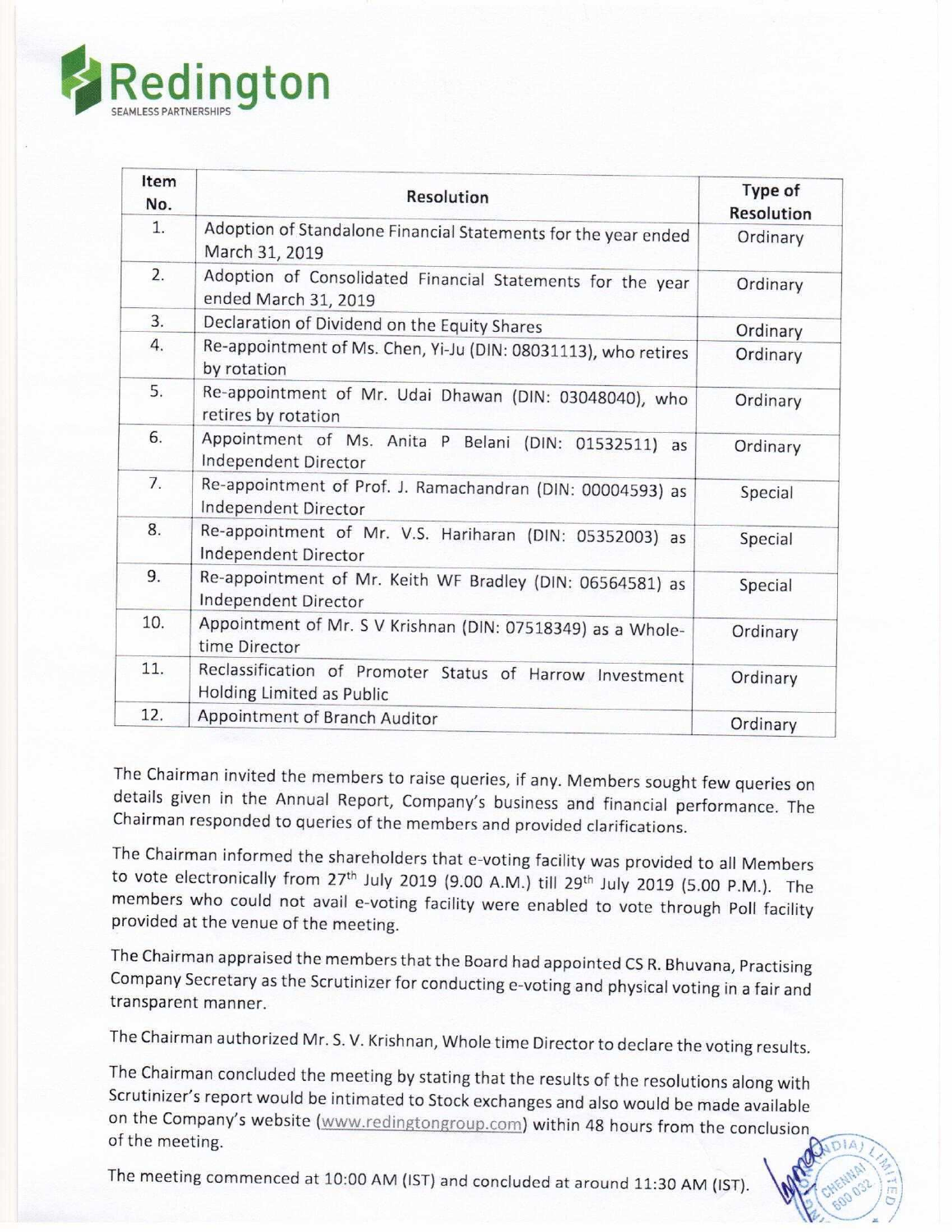| Item No. | Resolution | Type of Resolution |
|---|---|---|
| 1. | Adoption of Standalone Financial Statements for the year ended March 31, 2019 | Ordinary |
| 2. | Adoption of Consolidated Financial Statements for the year ended March 31, 2019 | Ordinary |
| 3. | Declaration of Dividend on the Equity Shares | Ordinary |
| 4. | Re-appointment of Ms. Chen, Yi-Ju (DIN: 08031113), who retires by rotation | Ordinary |
| 5. | Re-appointment of Mr. Udai Dhawan (DIN: 03048040), who retires by rotation | Ordinary |
| 6. | Appointment of Ms. Anita P Belani (DIN: 01532511) as Independent Director | Ordinary |
| 7. | Re-appointment of Prof. J. Ramachandran (DIN: 00004593) as Independent Director | Special |
| 8. | Re-appointment of Mr. V.S. Hariharan (DIN: 05352003) as Independent Director | Special |
| 9. | Re-appointment of Mr. Keith WF Bradley (DIN: 06564581) as Independent Director | Special |
| 10. | Appointment of Mr. S V Krishnan (DIN: 07518349) as a Whole-time Director | Ordinary |
| 11. | Reclassification of Promoter Status of Harrow Investment Holding Limited as Public | Ordinary |
| 12. | Appointment of Branch Auditor | Ordinary |

The Chairman invited the members to raise queries, if any. Members sought few queries on details given in the Annual Report, Company's business and financial performance. The Chairman responded to queries of the members and provided clarifications.

The Chairman informed the shareholders that e-voting facility was provided to all Members to vote electronically from 27th July 2019 (9.00 A.M.) till 29th July 2019 (5.00 P.M.). The members who could not avail e-voting facility were enabled to vote through Poll facility provided at the venue of the meeting.

The Chairman appraised the members that the Board had appointed CS R. Bhuvana, Practising Company Secretary as the Scrutinizer for conducting e-voting and physical voting in a fair and transparent manner.

The Chairman authorized Mr. S. V. Krishnan, Whole time Director to declare the voting results.

The Chairman concluded the meeting by stating that the results of the resolutions along with Scrutinizer's report would be intimated to Stock exchanges and also would be made available on the Company's website (www.redingtongroup.com) within 48 hours from the conclusion of the meeting.

The meeting commenced at 10:00 AM (IST) and concluded at around 11:30 AM (IST).